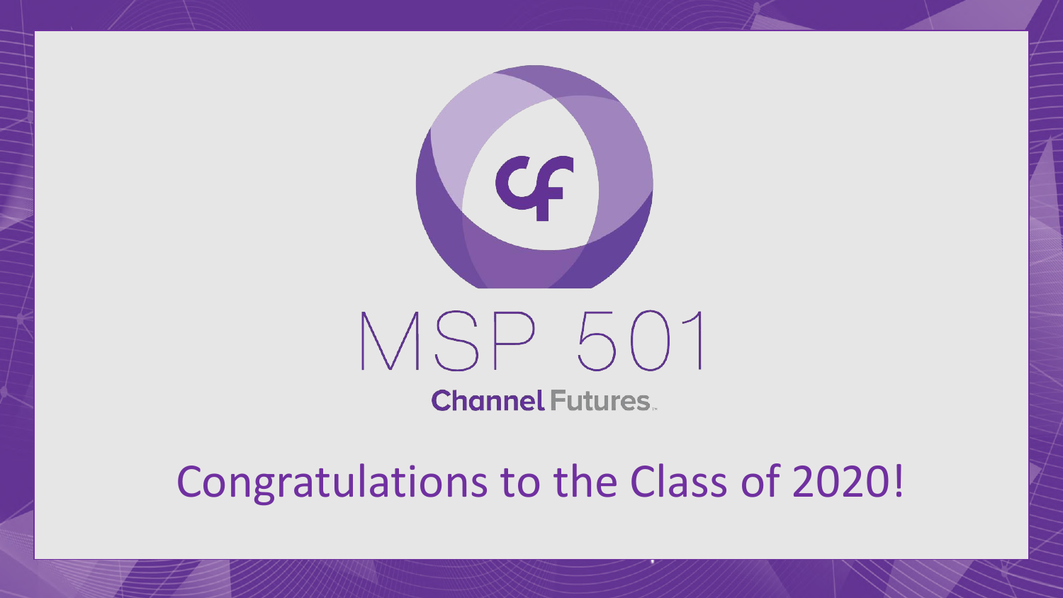# MSP 501

**Channel Futures**

## Congratulations to the Class of 2020!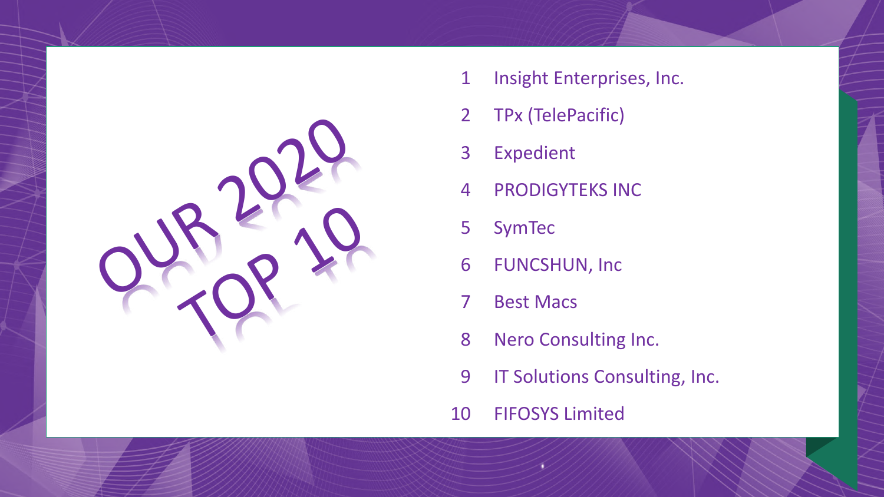# OUR 2020 TOP 10

1. Insight Enterprises, Inc.
2. TPx (TelePacific)
3. Expedient
4. PRODIGYTEKS INC
5. SymTec
6. FUNCSHUN, Inc
7. Best Macs
8. Nero Consulting Inc.
9. IT Solutions Consulting, Inc.
10. FIFOSYS Limited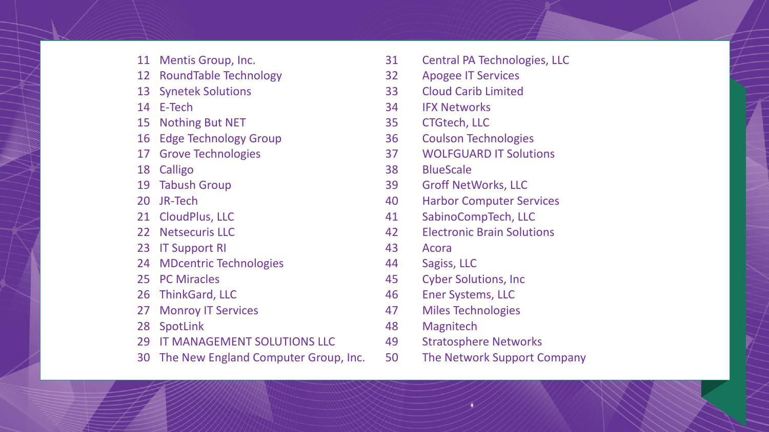11. Mentis Group, Inc.
12. RoundTable Technology
13. Synetek Solutions
14. E-Tech
15. Nothing But NET
16. Edge Technology Group
17. Grove Technologies
18. Calligo
19. Tabush Group
20. JR-Tech
21. CloudPlus, LLC
22. Netsecuris LLC
23. IT Support RI
24. MDcentric Technologies
25. PC Miracles
26. ThinkGard, LLC
27. Monroy IT Services
28. SpotLink
29. IT MANAGEMENT SOLUTIONS LLC
30. The New England Computer Group, Inc.
31. Central PA Technologies, LLC
32. Apogee IT Services
33. Cloud Carib Limited
34. IFX Networks
35. CTGtech, LLC
36. Coulson Technologies
37. WOLFGUARD IT Solutions
38. BlueScale
39. Groff NetWorks, LLC
40. Harbor Computer Services
41. SabinoCompTech, LLC
42. Electronic Brain Solutions
43. Acora
44. Sagiss, LLC
45. Cyber Solutions, Inc
46. Ener Systems, LLC
47. Miles Technologies
48. Magnitech
49. Stratosphere Networks
50. The Network Support Company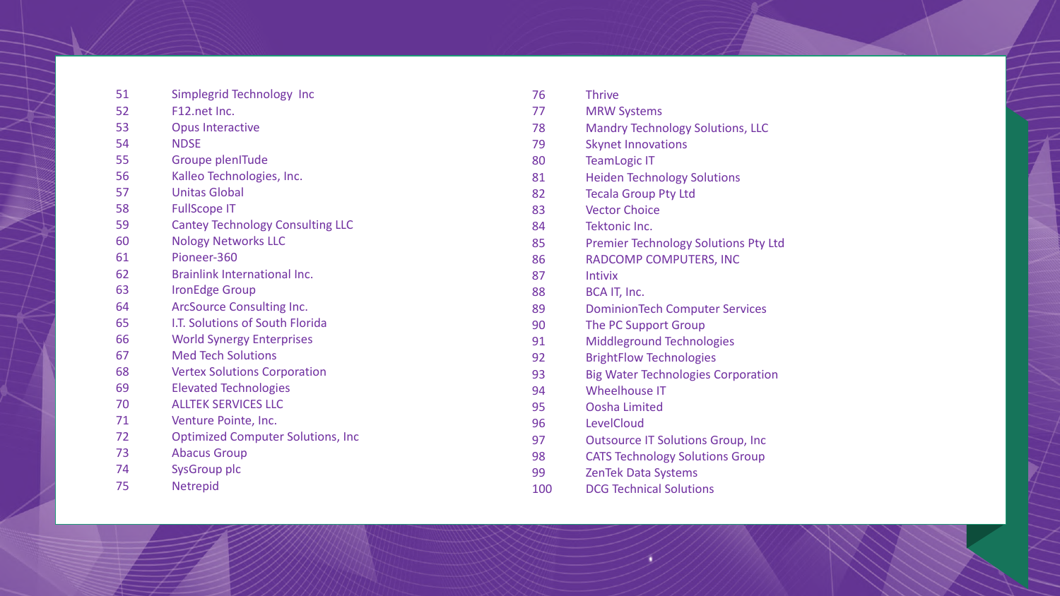51 Simplegrid Technology Inc
52 F12.net Inc.
53 Opus Interactive
54 NDSE
55 Groupe plenITude
56 Kalleo Technologies, Inc.
57 Unitas Global
58 FullScope IT
59 Cantey Technology Consulting LLC
60 Nology Networks LLC
61 Pioneer-360
62 Brainlink International Inc.
63 IronEdge Group
64 ArcSource Consulting Inc.
65 I.T. Solutions of South Florida
66 World Synergy Enterprises
67 Med Tech Solutions
68 Vertex Solutions Corporation
69 Elevated Technologies
70 ALLTEK SERVICES LLC
71 Venture Pointe, Inc.
72 Optimized Computer Solutions, Inc
73 Abacus Group
74 SysGroup plc
75 Netrepid
76 Thrive
77 MRW Systems
78 Mandry Technology Solutions, LLC
79 Skynet Innovations
80 TeamLogic IT
81 Heiden Technology Solutions
82 Tecala Group Pty Ltd
83 Vector Choice
84 Tektonic Inc.
85 Premier Technology Solutions Pty Ltd
86 RADCOMP COMPUTERS, INC
87 Intivix
88 BCA IT, Inc.
89 DominionTech Computer Services
90 The PC Support Group
91 Middleground Technologies
92 BrightFlow Technologies
93 Big Water Technologies Corporation
94 Wheelhouse IT
95 Oosha Limited
96 LevelCloud
97 Outsource IT Solutions Group, Inc
98 CATS Technology Solutions Group
99 ZenTek Data Systems
100 DCG Technical Solutions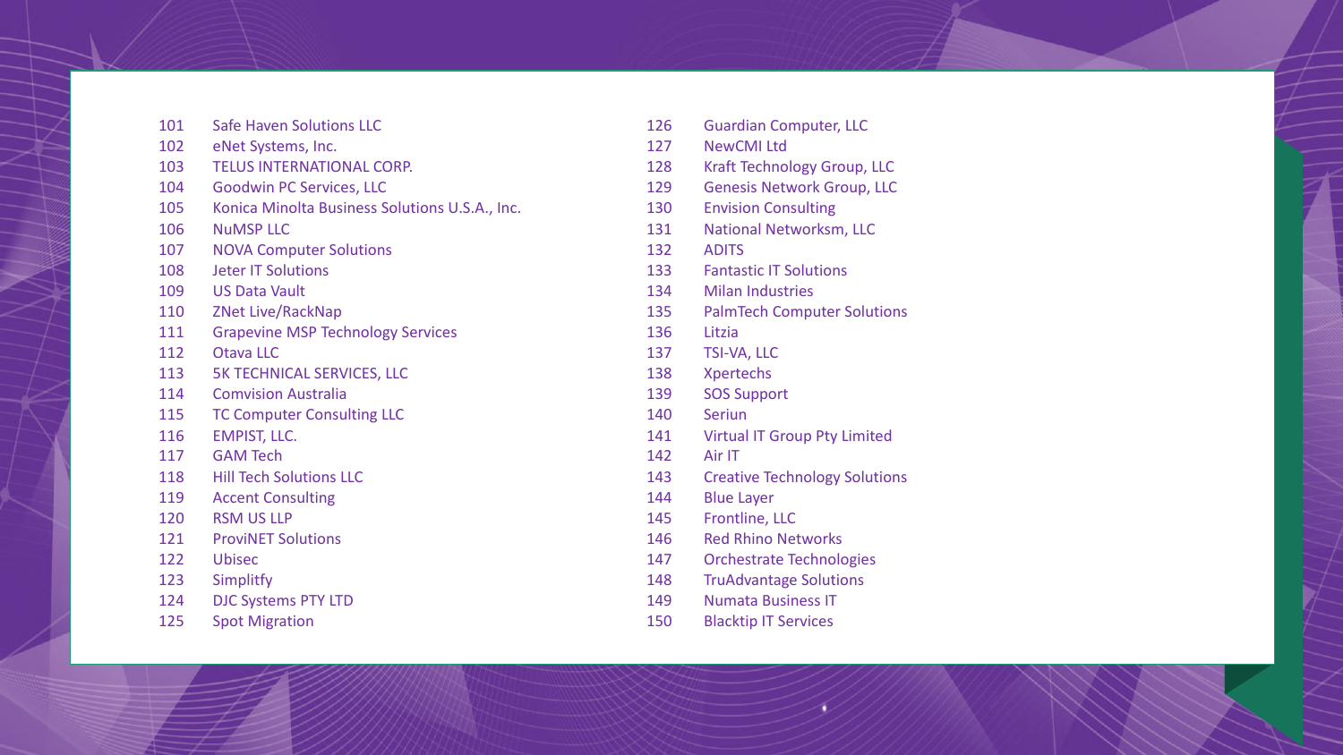101 Safe Haven Solutions LLC
102 eNet Systems, Inc.
103 TELUS INTERNATIONAL CORP.
104 Goodwin PC Services, LLC
105 Konica Minolta Business Solutions U.S.A., Inc.
106 NuMSP LLC
107 NOVA Computer Solutions
108 Jeter IT Solutions
109 US Data Vault
110 ZNet Live/RackNap
111 Grapevine MSP Technology Services
112 Otava LLC
113 5K TECHNICAL SERVICES, LLC
114 Comvision Australia
115 TC Computer Consulting LLC
116 EMPIST, LLC.
117 GAM Tech
118 Hill Tech Solutions LLC
119 Accent Consulting
120 RSM US LLP
121 ProviNET Solutions
122 Ubisec
123 Simplitfy
124 DJC Systems PTY LTD
125 Spot Migration
126 Guardian Computer, LLC
127 NewCMI Ltd
128 Kraft Technology Group, LLC
129 Genesis Network Group, LLC
130 Envision Consulting
131 National Networksm, LLC
132 ADITS
133 Fantastic IT Solutions
134 Milan Industries
135 PalmTech Computer Solutions
136 Litzia
137 TSI-VA, LLC
138 Xpertechs
139 SOS Support
140 Seriun
141 Virtual IT Group Pty Limited
142 Air IT
143 Creative Technology Solutions
144 Blue Layer
145 Frontline, LLC
146 Red Rhino Networks
147 Orchestrate Technologies
148 TruAdvantage Solutions
149 Numata Business IT
150 Blacktip IT Services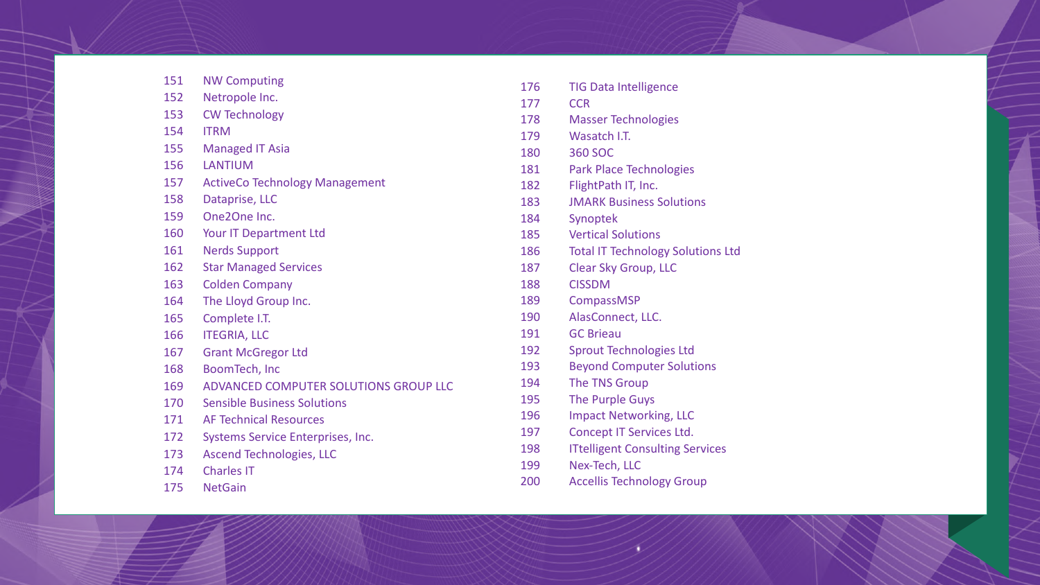151 NW Computing
152 Netropole Inc.
153 CW Technology
154 ITRM
155 Managed IT Asia
156 LANTIUM
157 ActiveCo Technology Management
158 Dataprise, LLC
159 One2One Inc.
160 Your IT Department Ltd
161 Nerds Support
162 Star Managed Services
163 Colden Company
164 The Lloyd Group Inc.
165 Complete I.T.
166 ITEGRIA, LLC
167 Grant McGregor Ltd
168 BoomTech, Inc
169 ADVANCED COMPUTER SOLUTIONS GROUP LLC
170 Sensible Business Solutions
171 AF Technical Resources
172 Systems Service Enterprises, Inc.
173 Ascend Technologies, LLC
174 Charles IT
175 NetGain
176 TIG Data Intelligence
177 CCR
178 Masser Technologies
179 Wasatch I.T.
180 360 SOC
181 Park Place Technologies
182 FlightPath IT, Inc.
183 JMARK Business Solutions
184 Synoptek
185 Vertical Solutions
186 Total IT Technology Solutions Ltd
187 Clear Sky Group, LLC
188 CISSDM
189 CompassMSP
190 AlasConnect, LLC.
191 GC Brieau
192 Sprout Technologies Ltd
193 Beyond Computer Solutions
194 The TNS Group
195 The Purple Guys
196 Impact Networking, LLC
197 Concept IT Services Ltd.
198 ITtelligent Consulting Services
199 Nex-Tech, LLC
200 Accellis Technology Group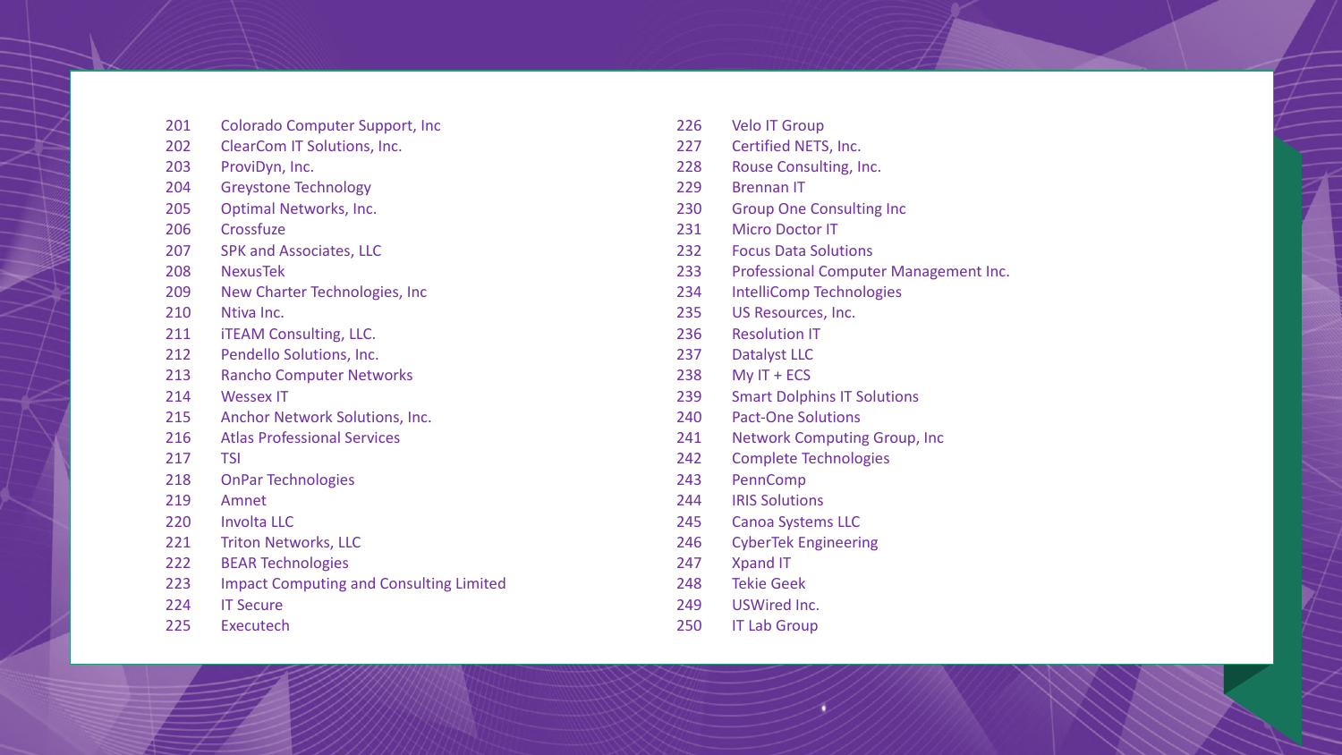201 Colorado Computer Support, Inc
202 ClearCom IT Solutions, Inc.
203 ProviDyn, Inc.
204 Greystone Technology
205 Optimal Networks, Inc.
206 Crossfuze
207 SPK and Associates, LLC
208 NexusTek
209 New Charter Technologies, Inc
210 Ntiva Inc.
211 iTEAM Consulting, LLC.
212 Pendello Solutions, Inc.
213 Rancho Computer Networks
214 Wessex IT
215 Anchor Network Solutions, Inc.
216 Atlas Professional Services
217 TSI
218 OnPar Technologies
219 Amnet
220 Involta LLC
221 Triton Networks, LLC
222 BEAR Technologies
223 Impact Computing and Consulting Limited
224 IT Secure
225 Executech
226 Velo IT Group
227 Certified NETS, Inc.
228 Rouse Consulting, Inc.
229 Brennan IT
230 Group One Consulting Inc
231 Micro Doctor IT
232 Focus Data Solutions
233 Professional Computer Management Inc.
234 IntelliComp Technologies
235 US Resources, Inc.
236 Resolution IT
237 Datalyst LLC
238 My IT + ECS
239 Smart Dolphins IT Solutions
240 Pact-One Solutions
241 Network Computing Group, Inc
242 Complete Technologies
243 PennComp
244 IRIS Solutions
245 Canoa Systems LLC
246 CyberTek Engineering
247 Xpand IT
248 Tekie Geek
249 USWired Inc.
250 IT Lab Group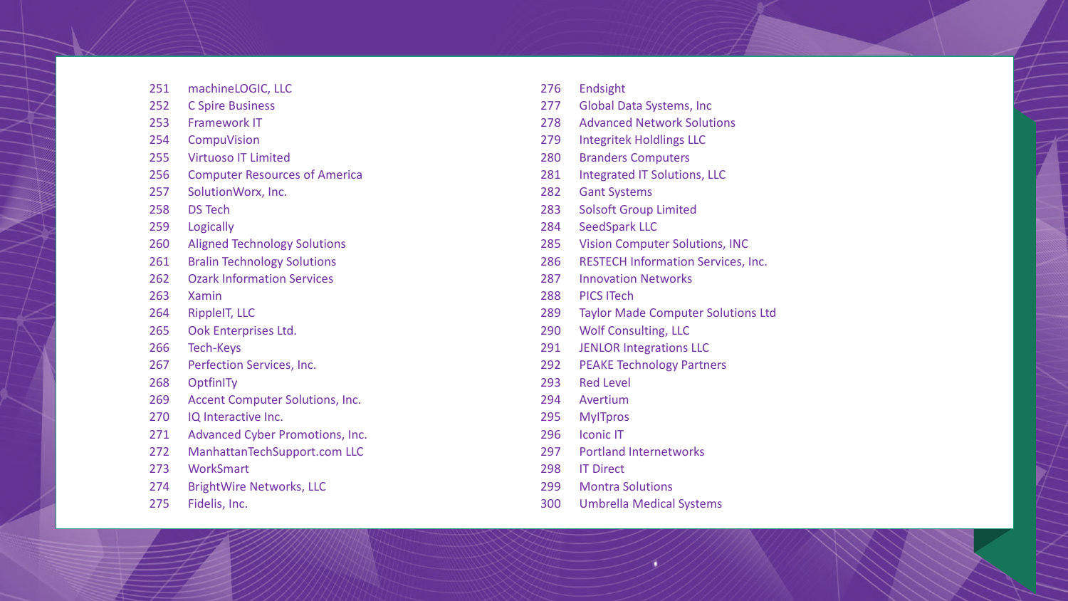251 machineLOGIC, LLC
252 C Spire Business
253 Framework IT
254 CompuVision
255 Virtuoso IT Limited
256 Computer Resources of America
257 SolutionWorx, Inc.
258 DS Tech
259 Logically
260 Aligned Technology Solutions
261 Bralin Technology Solutions
262 Ozark Information Services
263 Xamin
264 RippleIT, LLC
265 Ook Enterprises Ltd.
266 Tech-Keys
267 Perfection Services, Inc.
268 OptfinITy
269 Accent Computer Solutions, Inc.
270 IQ Interactive Inc.
271 Advanced Cyber Promotions, Inc.
272 ManhattanTechSupport.com LLC
273 WorkSmart
274 BrightWire Networks, LLC
275 Fidelis, Inc.
276 Endsight
277 Global Data Systems, Inc
278 Advanced Network Solutions
279 Integritek Holdlings LLC
280 Branders Computers
281 Integrated IT Solutions, LLC
282 Gant Systems
283 Solsoft Group Limited
284 SeedSpark LLC
285 Vision Computer Solutions, INC
286 RESTECH Information Services, Inc.
287 Innovation Networks
288 PICS ITech
289 Taylor Made Computer Solutions Ltd
290 Wolf Consulting, LLC
291 JENLOR Integrations LLC
292 PEAKE Technology Partners
293 Red Level
294 Avertium
295 MyITpros
296 Iconic IT
297 Portland Internetworks
298 IT Direct
299 Montra Solutions
300 Umbrella Medical Systems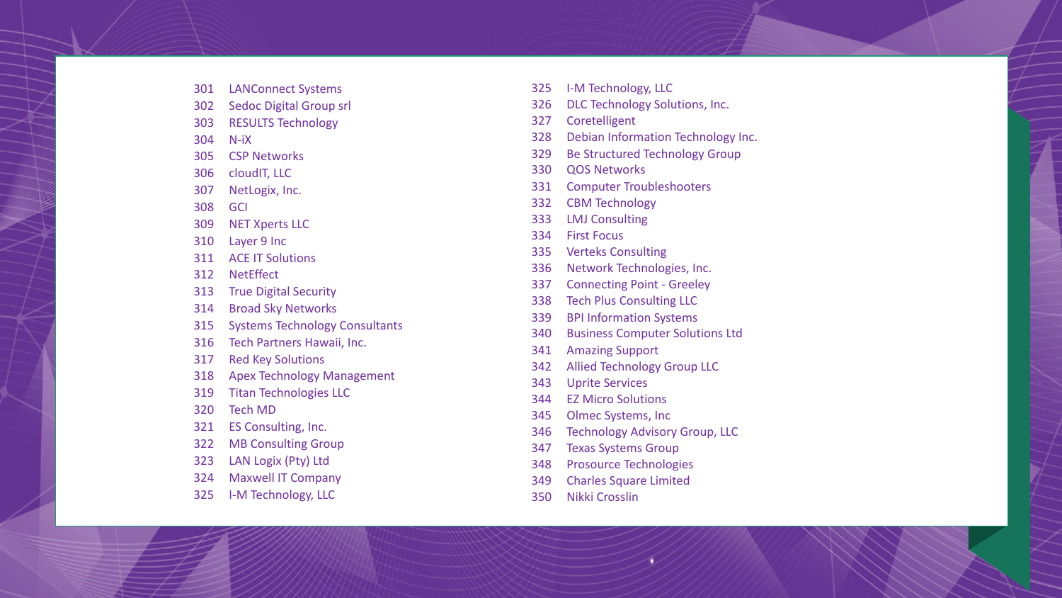301 LANConnect Systems
302 Sedoc Digital Group srl
303 RESULTS Technology
304 N-iX
305 CSP Networks
306 cloudIT, LLC
307 NetLogix, Inc.
308 GCI
309 NET Xperts LLC
310 Layer 9 Inc
311 ACE IT Solutions
312 NetEffect
313 True Digital Security
314 Broad Sky Networks
315 Systems Technology Consultants
316 Tech Partners Hawaii, Inc.
317 Red Key Solutions
318 Apex Technology Management
319 Titan Technologies LLC
320 Tech MD
321 ES Consulting, Inc.
322 MB Consulting Group
323 LAN Logix (Pty) Ltd
324 Maxwell IT Company
325 I-M Technology, LLC

325 I-M Technology, LLC
326 DLC Technology Solutions, Inc.
327 Coretelligent
328 Debian Information Technology Inc.
329 Be Structured Technology Group
330 QOS Networks
331 Computer Troubleshooters
332 CBM Technology
333 LMJ Consulting
334 First Focus
335 Verteks Consulting
336 Network Technologies, Inc.
337 Connecting Point - Greeley
338 Tech Plus Consulting LLC
339 BPI Information Systems
340 Business Computer Solutions Ltd
341 Amazing Support
342 Allied Technology Group LLC
343 Uprite Services
344 EZ Micro Solutions
345 Olmec Systems, Inc
346 Technology Advisory Group, LLC
347 Texas Systems Group
348 Prosource Technologies
349 Charles Square Limited
350 Nikki Crosslin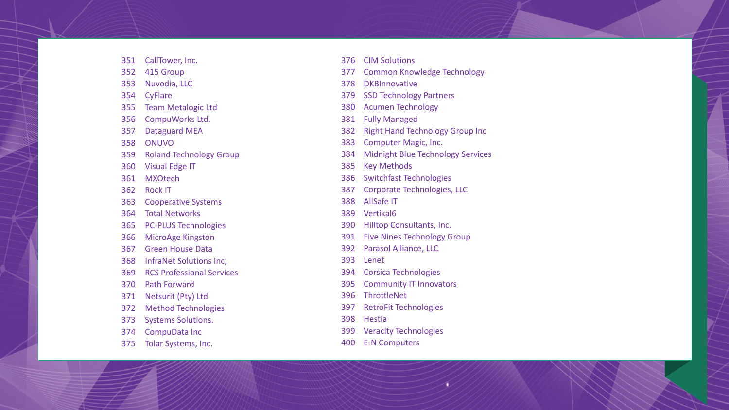351 CallTower, Inc.
352 415 Group
353 Nuvodia, LLC
354 CyFlare
355 Team Metalogic Ltd
356 CompuWorks Ltd.
357 Dataguard MEA
358 ONUVO
359 Roland Technology Group
360 Visual Edge IT
361 MXOtech
362 Rock IT
363 Cooperative Systems
364 Total Networks
365 PC-PLUS Technologies
366 MicroAge Kingston
367 Green House Data
368 InfraNet Solutions Inc,
369 RCS Professional Services
370 Path Forward
371 Netsurit (Pty) Ltd
372 Method Technologies
373 Systems Solutions.
374 CompuData Inc
375 Tolar Systems, Inc.
376 CIM Solutions
377 Common Knowledge Technology
378 DKBInnovative
379 SSD Technology Partners
380 Acumen Technology
381 Fully Managed
382 Right Hand Technology Group Inc
383 Computer Magic, Inc.
384 Midnight Blue Technology Services
385 Key Methods
386 Switchfast Technologies
387 Corporate Technologies, LLC
388 AllSafe IT
389 Vertikal6
390 Hilltop Consultants, Inc.
391 Five Nines Technology Group
392 Parasol Alliance, LLC
393 Lenet
394 Corsica Technologies
395 Community IT Innovators
396 ThrottleNet
397 RetroFit Technologies
398 Hestia
399 Veracity Technologies
400 E-N Computers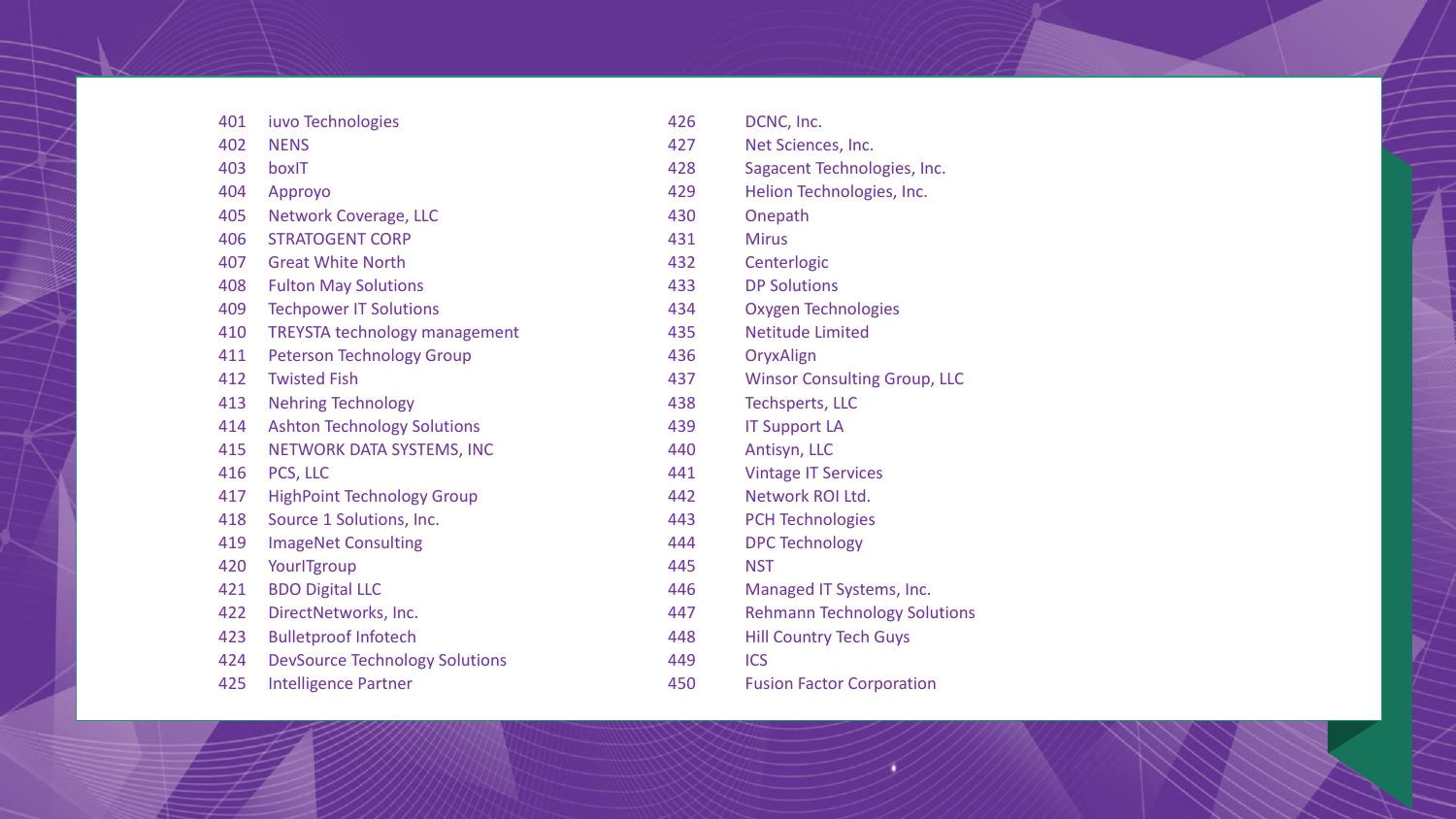401 iuvo Technologies
402 NENS
403 boxIT
404 Approyo
405 Network Coverage, LLC
406 STRATOGENT CORP
407 Great White North
408 Fulton May Solutions
409 Techpower IT Solutions
410 TREYSTA technology management
411 Peterson Technology Group
412 Twisted Fish
413 Nehring Technology
414 Ashton Technology Solutions
415 NETWORK DATA SYSTEMS, INC
416 PCS, LLC
417 HighPoint Technology Group
418 Source 1 Solutions, Inc.
419 ImageNet Consulting
420 YourITgroup
421 BDO Digital LLC
422 DirectNetworks, Inc.
423 Bulletproof Infotech
424 DevSource Technology Solutions
425 Intelligence Partner
426 DCNC, Inc.
427 Net Sciences, Inc.
428 Sagacent Technologies, Inc.
429 Helion Technologies, Inc.
430 Onepath
431 Mirus
432 Centerlogic
433 DP Solutions
434 Oxygen Technologies
435 Netitude Limited
436 OryxAlign
437 Winsor Consulting Group, LLC
438 Techsperts, LLC
439 IT Support LA
440 Antisyn, LLC
441 Vintage IT Services
442 Network ROI Ltd.
443 PCH Technologies
444 DPC Technology
445 NST
446 Managed IT Systems, Inc.
447 Rehmann Technology Solutions
448 Hill Country Tech Guys
449 ICS
450 Fusion Factor Corporation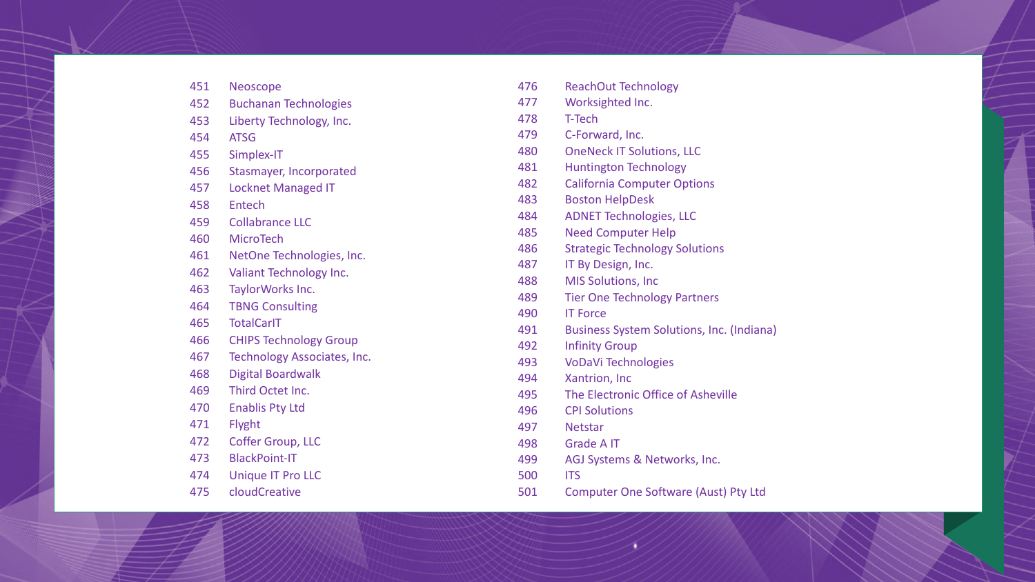451 Neoscope
452 Buchanan Technologies
453 Liberty Technology, Inc.
454 ATSG
455 Simplex-IT
456 Stasmayer, Incorporated
457 Locknet Managed IT
458 Entech
459 Collabrance LLC
460 MicroTech
461 NetOne Technologies, Inc.
462 Valiant Technology Inc.
463 TaylorWorks Inc.
464 TBNG Consulting
465 TotalCarIT
466 CHIPS Technology Group
467 Technology Associates, Inc.
468 Digital Boardwalk
469 Third Octet Inc.
470 Enablis Pty Ltd
471 Flyght
472 Coffer Group, LLC
473 BlackPoint-IT
474 Unique IT Pro LLC
475 cloudCreative
476 ReachOut Technology
477 Worksighted Inc.
478 T-Tech
479 C-Forward, Inc.
480 OneNeck IT Solutions, LLC
481 Huntington Technology
482 California Computer Options
483 Boston HelpDesk
484 ADNET Technologies, LLC
485 Need Computer Help
486 Strategic Technology Solutions
487 IT By Design, Inc.
488 MIS Solutions, Inc
489 Tier One Technology Partners
490 IT Force
491 Business System Solutions, Inc. (Indiana)
492 Infinity Group
493 VoDaVi Technologies
494 Xantrion, Inc
495 The Electronic Office of Asheville
496 CPI Solutions
497 Netstar
498 Grade A IT
499 AGJ Systems & Networks, Inc.
500 ITS
501 Computer One Software (Aust) Pty Ltd